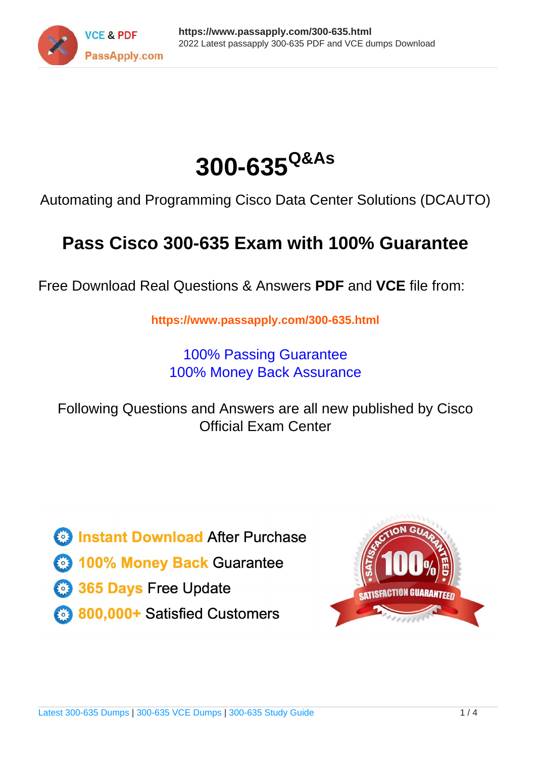# 300-635[Q&As]

Automating and Programming Cisco Data Center Solutions (DCAUTO)

## Pass Cisco 300-635 Exam with 100% Guarantee

Free Download Real Questions & Answers **PDF** and **VCE** file from:

**https://www.passapply.com/300-635.html**

100% Passing Guarantee
100% Money Back Assurance

Following Questions and Answers are all new published by Cisco Official Exam Center

- **Instant Download** After Purchase
- **100% Money Back** Guarantee
- **365 Days** Free Update
- **800,000+** Satisfied Customers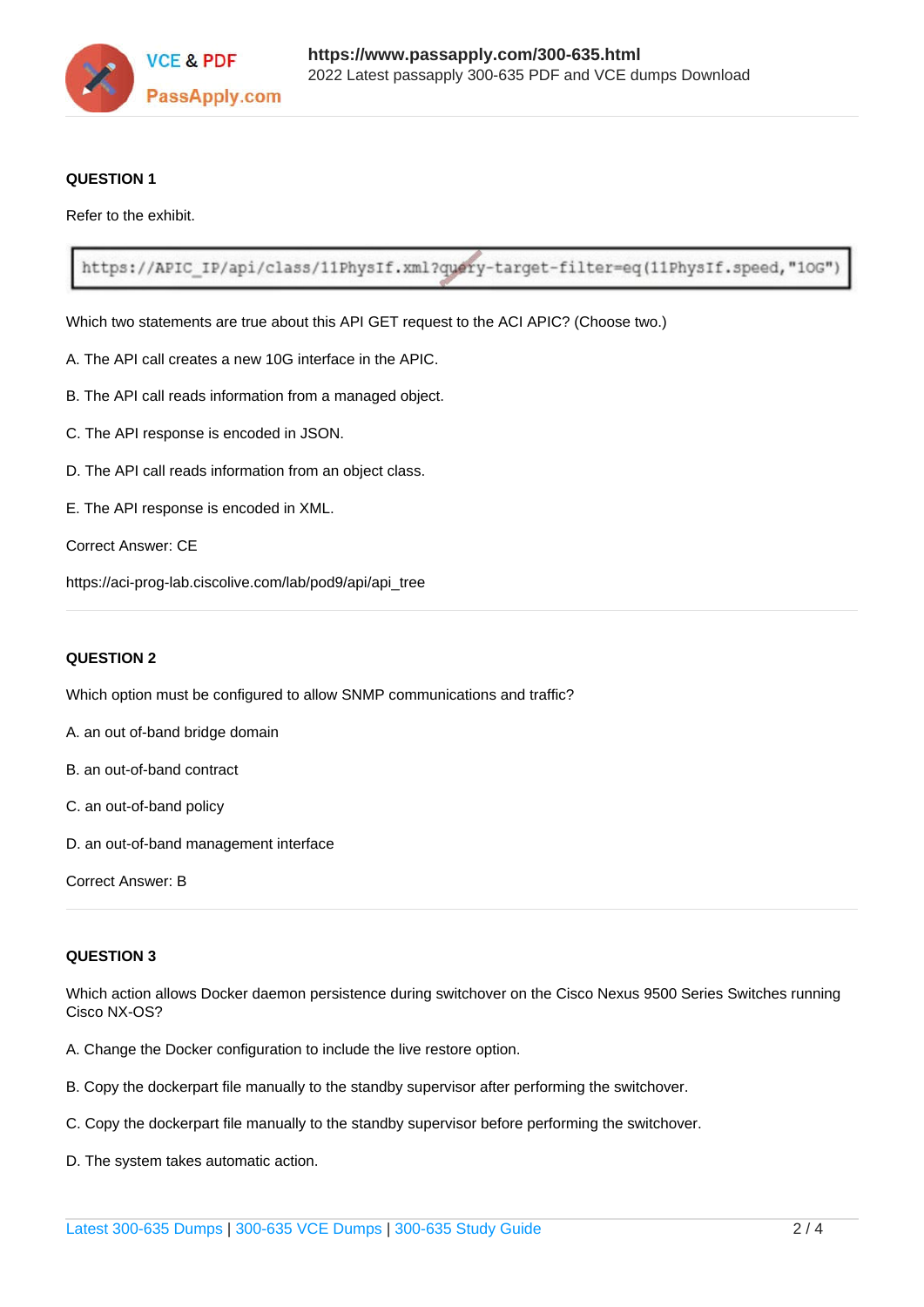**QUESTION 1**

Refer to the exhibit.

```
https://APIC_IP/api/class/l1PhysIf.xml?query-target-filter=eq(l1PhysIf.speed,"10G")
```

Which two statements are true about this API GET request to the ACI APIC? (Choose two.)

A. The API call creates a new 10G interface in the APIC.

B. The API call reads information from a managed object.

C. The API response is encoded in JSON.

D. The API call reads information from an object class.

E. The API response is encoded in XML.

Correct Answer: CE

https://aci-prog-lab.ciscolive.com/lab/pod9/api/api_tree

---

**QUESTION 2**

Which option must be configured to allow SNMP communications and traffic?

A. an out of-band bridge domain

B. an out-of-band contract

C. an out-of-band policy

D. an out-of-band management interface

Correct Answer: B

---

**QUESTION 3**

Which action allows Docker daemon persistence during switchover on the Cisco Nexus 9500 Series Switches running Cisco NX-OS?

A. Change the Docker configuration to include the live restore option.

B. Copy the dockerpart file manually to the standby supervisor after performing the switchover.

C. Copy the dockerpart file manually to the standby supervisor before performing the switchover.

D. The system takes automatic action.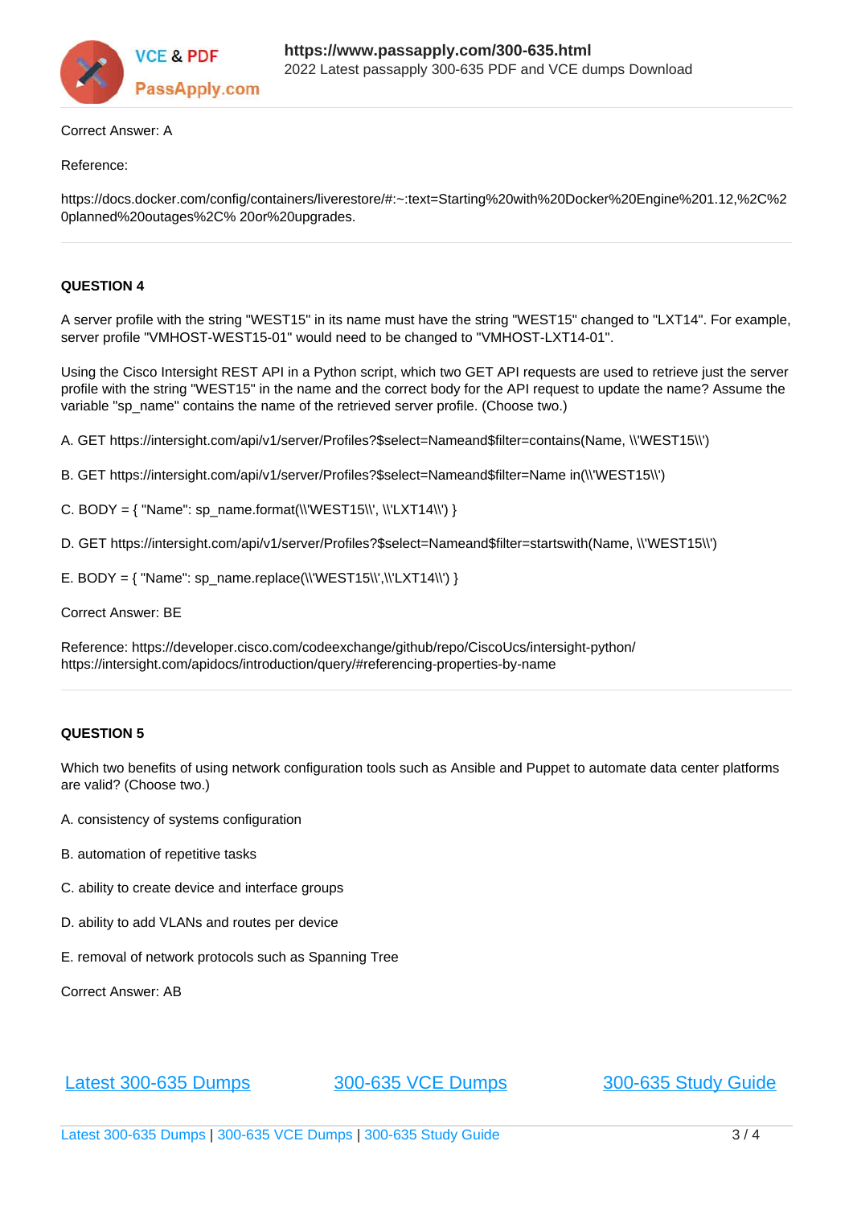Correct Answer: A

Reference:

https://docs.docker.com/config/containers/liverestore/#:~:text=Starting%20with%20Docker%20Engine%201.12,%2C%20planned%20outages%2C% 20or%20upgrades.

**QUESTION 4**

A server profile with the string "WEST15" in its name must have the string "WEST15" changed to "LXT14". For example, server profile "VMHOST-WEST15-01" would need to be changed to "VMHOST-LXT14-01".

Using the Cisco Intersight REST API in a Python script, which two GET API requests are used to retrieve just the server profile with the string "WEST15" in the name and the correct body for the API request to update the name? Assume the variable "sp_name" contains the name of the retrieved server profile. (Choose two.)

A. GET https://intersight.com/api/v1/server/Profiles?$select=Nameand$filter=contains(Name, \\'WEST15\\')

B. GET https://intersight.com/api/v1/server/Profiles?$select=Nameand$filter=Name in(\\'WEST15\\')

C. BODY = { "Name": sp_name.format(\\'WEST15\\', \\'LXT14\\') }

D. GET https://intersight.com/api/v1/server/Profiles?$select=Nameand$filter=startswith(Name, \\'WEST15\\')

E. BODY = { "Name": sp_name.replace(\\'WEST15\\',\\'LXT14\\') }

Correct Answer: BE

Reference: https://developer.cisco.com/codeexchange/github/repo/CiscoUcs/intersight-python/
https://intersight.com/apidocs/introduction/query/#referencing-properties-by-name

**QUESTION 5**

Which two benefits of using network configuration tools such as Ansible and Puppet to automate data center platforms are valid? (Choose two.)

A. consistency of systems configuration

B. automation of repetitive tasks

C. ability to create device and interface groups

D. ability to add VLANs and routes per device

E. removal of network protocols such as Spanning Tree

Correct Answer: AB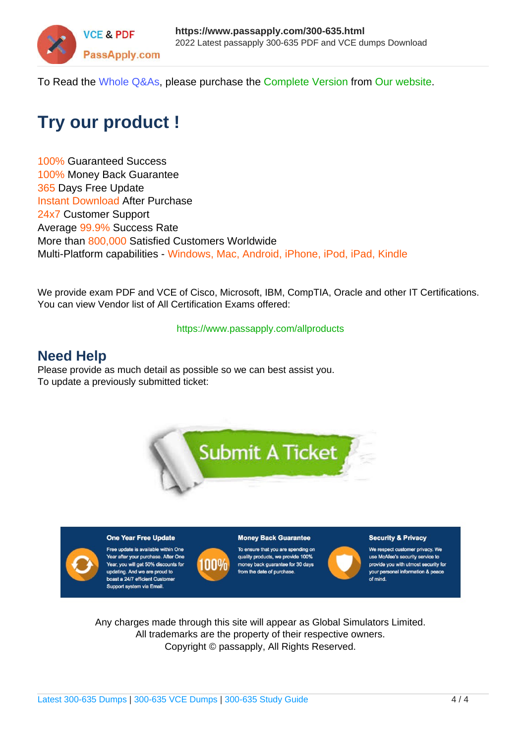To Read the Whole Q&As, please purchase the Complete Version from Our website.

# Try our product !

100% Guaranteed Success
100% Money Back Guarantee
365 Days Free Update
Instant Download After Purchase
24x7 Customer Support
Average 99.9% Success Rate
More than 800,000 Satisfied Customers Worldwide
Multi-Platform capabilities - Windows, Mac, Android, iPhone, iPod, iPad, Kindle

We provide exam PDF and VCE of Cisco, Microsoft, IBM, CompTIA, Oracle and other IT Certifications.
You can view Vendor list of All Certification Exams offered:

https://www.passapply.com/allproducts

## Need Help

Please provide as much detail as possible so we can best assist you.
To update a previously submitted ticket:

Submit A Ticket

**One Year Free Update**
Free update is available within One Year after your purchase. After One Year, you will get 50% discounts for updating. And we are proud to boast a 24/7 efficient Customer Support system via Email.

**Money Back Guarantee**
To ensure that you are spending on quality products, we provide 100% money back guarantee for 30 days from the date of purchase.

**Security & Privacy**
We respect customer privacy. We use McAfee's security service to provide you with utmost security for your personal information & peace of mind.

Any charges made through this site will appear as Global Simulators Limited.
All trademarks are the property of their respective owners.
Copyright © passapply, All Rights Reserved.